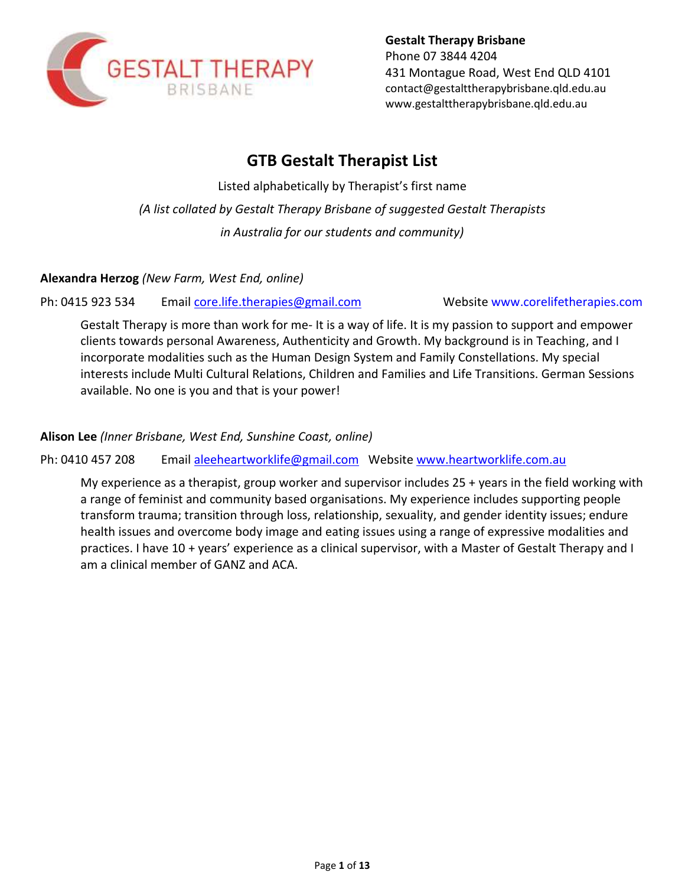**Gestalt Therapy Brisbane**
Phone 07 3844 4204
431 Montague Road, West End QLD 4101
contact@gestalttherapybrisbane.qld.edu.au
www.gestalttherapybrisbane.qld.edu.au

# GTB Gestalt Therapist List

Listed alphabetically by Therapist's first name

*(A list collated by Gestalt Therapy Brisbane of suggested Gestalt Therapists in Australia for our students and community)*

**Alexandra Herzog** *(New Farm, West End, online)*

Ph: 0415 923 534 Email core.life.therapies@gmail.com Website www.corelifetherapies.com

Gestalt Therapy is more than work for me- It is a way of life. It is my passion to support and empower clients towards personal Awareness, Authenticity and Growth. My background is in Teaching, and I incorporate modalities such as the Human Design System and Family Constellations. My special interests include Multi Cultural Relations, Children and Families and Life Transitions. German Sessions available. No one is you and that is your power!

**Alison Lee** *(Inner Brisbane, West End, Sunshine Coast, online)*

Ph: 0410 457 208 Email aleeheartworklife@gmail.com Website www.heartworklife.com.au

My experience as a therapist, group worker and supervisor includes 25 + years in the field working with a range of feminist and community based organisations. My experience includes supporting people transform trauma; transition through loss, relationship, sexuality, and gender identity issues; endure health issues and overcome body image and eating issues using a range of expressive modalities and practices. I have 10 + years' experience as a clinical supervisor, with a Master of Gestalt Therapy and I am a clinical member of GANZ and ACA.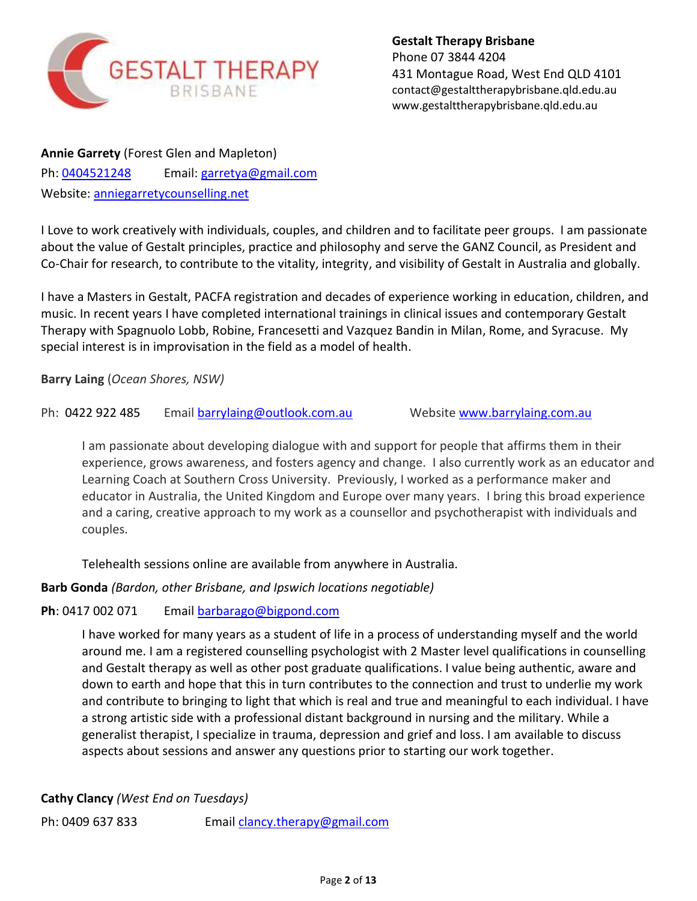**Gestalt Therapy Brisbane**
Phone 07 3844 4204
431 Montague Road, West End QLD 4101
contact@gestalttherapybrisbane.qld.edu.au
www.gestalttherapybrisbane.qld.edu.au

**Annie Garrety** (Forest Glen and Mapleton)
Ph: 0404521248 Email: garretya@gmail.com
Website: anniegarretycounselling.net

I Love to work creatively with individuals, couples, and children and to facilitate peer groups. I am passionate about the value of Gestalt principles, practice and philosophy and serve the GANZ Council, as President and Co-Chair for research, to contribute to the vitality, integrity, and visibility of Gestalt in Australia and globally.

I have a Masters in Gestalt, PACFA registration and decades of experience working in education, children, and music. In recent years I have completed international trainings in clinical issues and contemporary Gestalt Therapy with Spagnuolo Lobb, Robine, Francesetti and Vazquez Bandin in Milan, Rome, and Syracuse. My special interest is in improvisation in the field as a model of health.

**Barry Laing** (*Ocean Shores, NSW)*

Ph: 0422 922 485 Email barrylaing@outlook.com.au Website www.barrylaing.com.au

I am passionate about developing dialogue with and support for people that affirms them in their experience, grows awareness, and fosters agency and change. I also currently work as an educator and Learning Coach at Southern Cross University. Previously, I worked as a performance maker and educator in Australia, the United Kingdom and Europe over many years. I bring this broad experience and a caring, creative approach to my work as a counsellor and psychotherapist with individuals and couples.

Telehealth sessions online are available from anywhere in Australia.

**Barb Gonda** *(Bardon, other Brisbane, and Ipswich locations negotiable)*

**Ph**: 0417 002 071 Email barbarago@bigpond.com

I have worked for many years as a student of life in a process of understanding myself and the world around me. I am a registered counselling psychologist with 2 Master level qualifications in counselling and Gestalt therapy as well as other post graduate qualifications. I value being authentic, aware and down to earth and hope that this in turn contributes to the connection and trust to underlie my work and contribute to bringing to light that which is real and true and meaningful to each individual. I have a strong artistic side with a professional distant background in nursing and the military. While a generalist therapist, I specialize in trauma, depression and grief and loss. I am available to discuss aspects about sessions and answer any questions prior to starting our work together.

**Cathy Clancy** *(West End on Tuesdays)*

Ph: 0409 637 833 Email clancy.therapy@gmail.com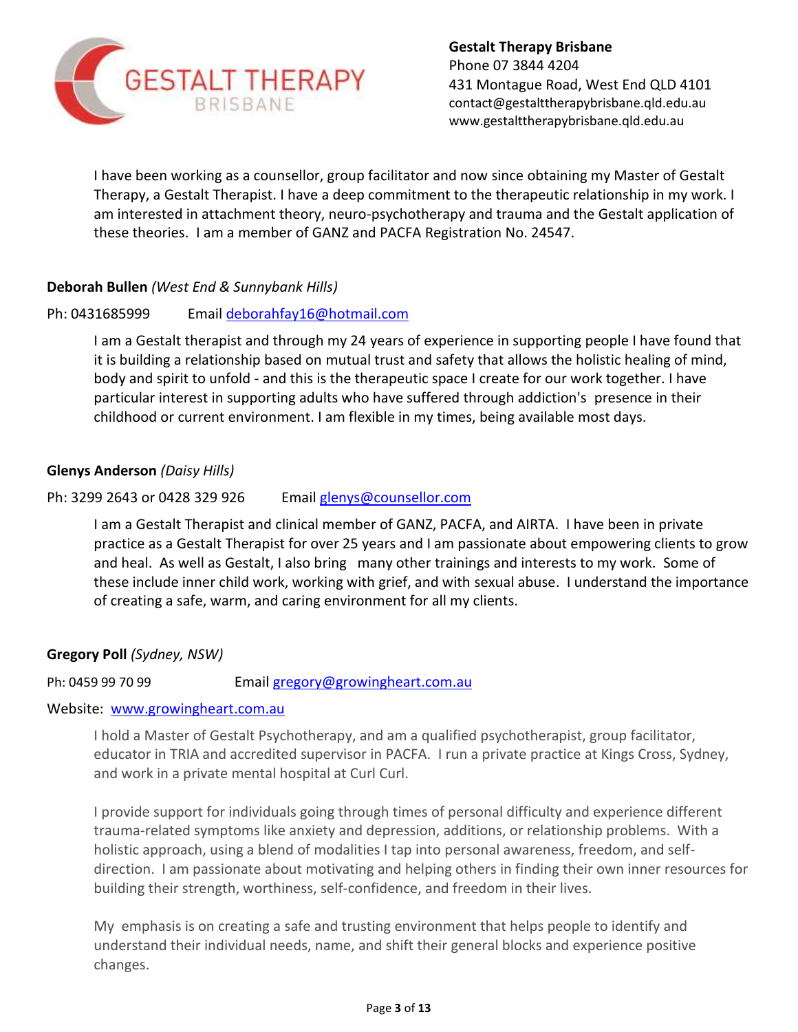I have been working as a counsellor, group facilitator and now since obtaining my Master of Gestalt Therapy, a Gestalt Therapist. I have a deep commitment to the therapeutic relationship in my work. I am interested in attachment theory, neuro-psychotherapy and trauma and the Gestalt application of these theories. I am a member of GANZ and PACFA Registration No. 24547.

**Deborah Bullen** *(West End & Sunnybank Hills)*

Ph: 0431685999 Email deborahfay16@hotmail.com

I am a Gestalt therapist and through my 24 years of experience in supporting people I have found that it is building a relationship based on mutual trust and safety that allows the holistic healing of mind, body and spirit to unfold - and this is the therapeutic space I create for our work together. I have particular interest in supporting adults who have suffered through addiction's presence in their childhood or current environment. I am flexible in my times, being available most days.

**Glenys Anderson** *(Daisy Hills)*

Ph: 3299 2643 or 0428 329 926 Email glenys@counsellor.com

I am a Gestalt Therapist and clinical member of GANZ, PACFA, and AIRTA. I have been in private practice as a Gestalt Therapist for over 25 years and I am passionate about empowering clients to grow and heal. As well as Gestalt, I also bring many other trainings and interests to my work. Some of these include inner child work, working with grief, and with sexual abuse. I understand the importance of creating a safe, warm, and caring environment for all my clients.

**Gregory Poll** *(Sydney, NSW)*

Ph: 0459 99 70 99 Email gregory@growingheart.com.au

Website: www.growingheart.com.au

I hold a Master of Gestalt Psychotherapy, and am a qualified psychotherapist, group facilitator, educator in TRIA and accredited supervisor in PACFA. I run a private practice at Kings Cross, Sydney, and work in a private mental hospital at Curl Curl.

I provide support for individuals going through times of personal difficulty and experience different trauma-related symptoms like anxiety and depression, additions, or relationship problems. With a holistic approach, using a blend of modalities I tap into personal awareness, freedom, and self-direction. I am passionate about motivating and helping others in finding their own inner resources for building their strength, worthiness, self-confidence, and freedom in their lives.

My emphasis is on creating a safe and trusting environment that helps people to identify and understand their individual needs, name, and shift their general blocks and experience positive changes.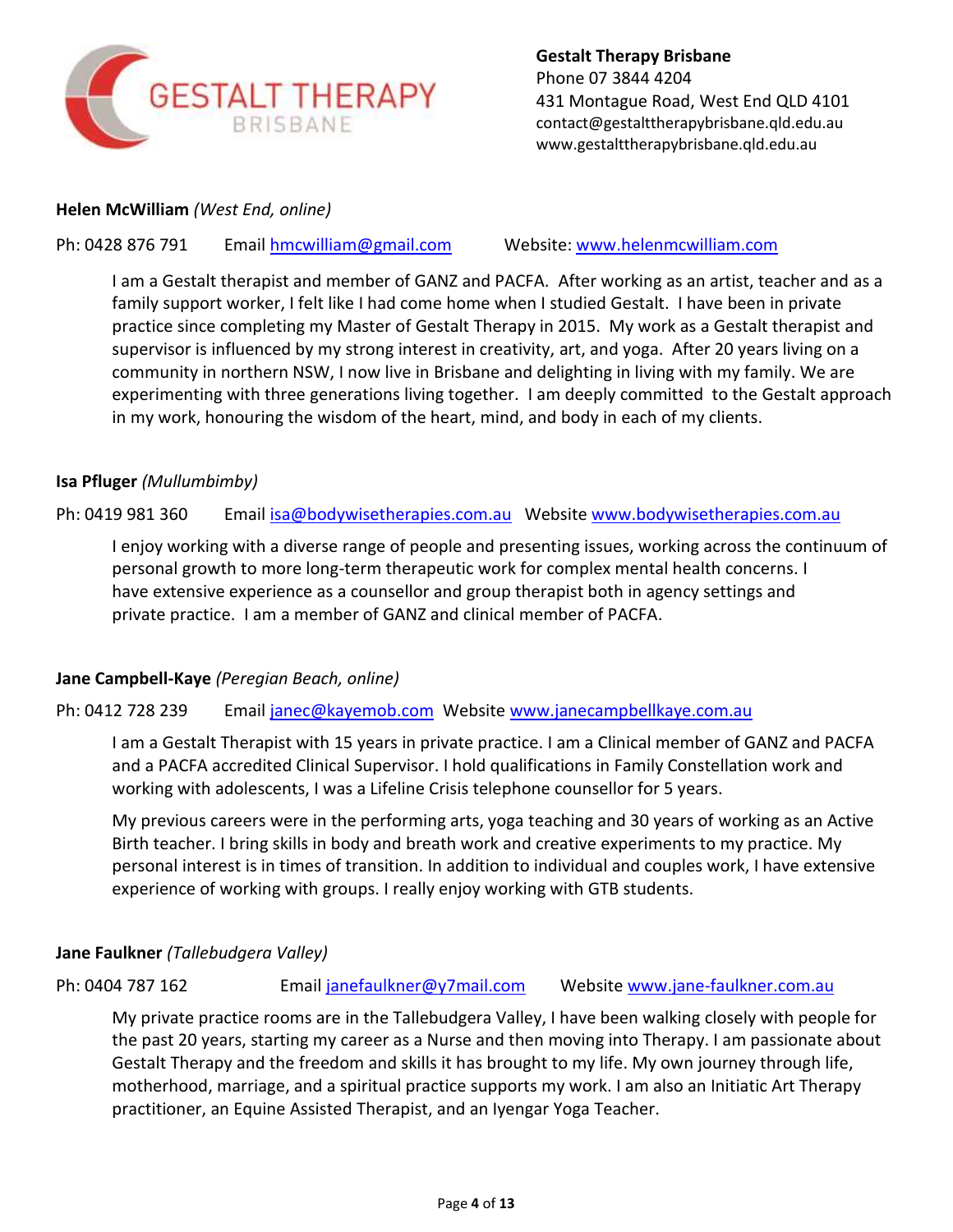**Gestalt Therapy Brisbane**
Phone 07 3844 4204
431 Montague Road, West End QLD 4101
contact@gestalttherapybrisbane.qld.edu.au
www.gestalttherapybrisbane.qld.edu.au

**Helen McWilliam** *(West End, online)*

Ph: 0428 876 791 Email hmcwilliam@gmail.com Website: www.helenmcwilliam.com

I am a Gestalt therapist and member of GANZ and PACFA. After working as an artist, teacher and as a family support worker, I felt like I had come home when I studied Gestalt. I have been in private practice since completing my Master of Gestalt Therapy in 2015. My work as a Gestalt therapist and supervisor is influenced by my strong interest in creativity, art, and yoga. After 20 years living on a community in northern NSW, I now live in Brisbane and delighting in living with my family. We are experimenting with three generations living together. I am deeply committed to the Gestalt approach in my work, honouring the wisdom of the heart, mind, and body in each of my clients.

**Isa Pfluger** *(Mullumbimby)*

Ph: 0419 981 360 Email isa@bodywisetherapies.com.au Website www.bodywisetherapies.com.au

I enjoy working with a diverse range of people and presenting issues, working across the continuum of personal growth to more long-term therapeutic work for complex mental health concerns. I have extensive experience as a counsellor and group therapist both in agency settings and private practice. I am a member of GANZ and clinical member of PACFA.

**Jane Campbell-Kaye** *(Peregian Beach, online)*

Ph: 0412 728 239 Email janec@kayemob.com Website www.janecampbellkaye.com.au

I am a Gestalt Therapist with 15 years in private practice. I am a Clinical member of GANZ and PACFA and a PACFA accredited Clinical Supervisor. I hold qualifications in Family Constellation work and working with adolescents, I was a Lifeline Crisis telephone counsellor for 5 years.

My previous careers were in the performing arts, yoga teaching and 30 years of working as an Active Birth teacher. I bring skills in body and breath work and creative experiments to my practice. My personal interest is in times of transition. In addition to individual and couples work, I have extensive experience of working with groups. I really enjoy working with GTB students.

**Jane Faulkner** *(Tallebudgera Valley)*

Ph: 0404 787 162 Email janefaulkner@y7mail.com Website www.jane-faulkner.com.au

My private practice rooms are in the Tallebudgera Valley, I have been walking closely with people for the past 20 years, starting my career as a Nurse and then moving into Therapy. I am passionate about Gestalt Therapy and the freedom and skills it has brought to my life. My own journey through life, motherhood, marriage, and a spiritual practice supports my work. I am also an Initiatic Art Therapy practitioner, an Equine Assisted Therapist, and an Iyengar Yoga Teacher.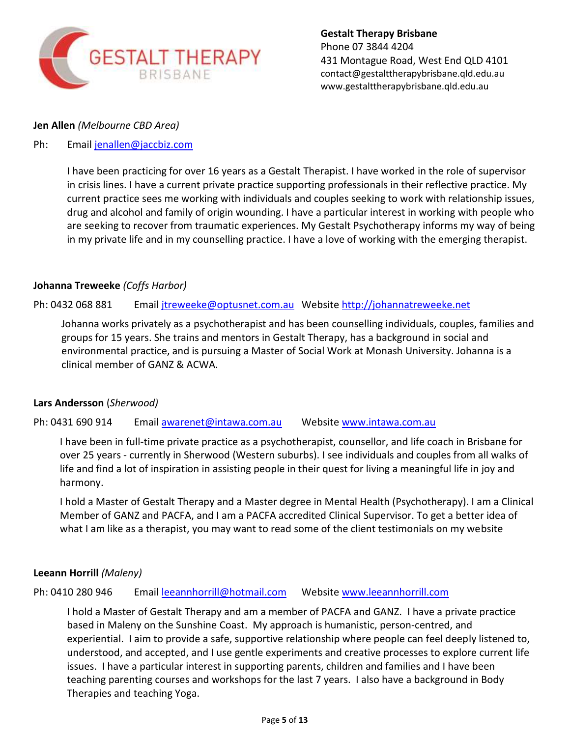**Gestalt Therapy Brisbane**
Phone 07 3844 4204
431 Montague Road, West End QLD 4101
contact@gestalttherapybrisbane.qld.edu.au
www.gestalttherapybrisbane.qld.edu.au

**Jen Allen** *(Melbourne CBD Area)*

Ph: Email jenallen@jaccbiz.com

I have been practicing for over 16 years as a Gestalt Therapist. I have worked in the role of supervisor in crisis lines. I have a current private practice supporting professionals in their reflective practice. My current practice sees me working with individuals and couples seeking to work with relationship issues, drug and alcohol and family of origin wounding. I have a particular interest in working with people who are seeking to recover from traumatic experiences. My Gestalt Psychotherapy informs my way of being in my private life and in my counselling practice. I have a love of working with the emerging therapist.

**Johanna Treweeke** *(Coffs Harbor)*

Ph: 0432 068 881 Email jtreweeke@optusnet.com.au Website http://johannatreweeke.net

Johanna works privately as a psychotherapist and has been counselling individuals, couples, families and groups for 15 years. She trains and mentors in Gestalt Therapy, has a background in social and environmental practice, and is pursuing a Master of Social Work at Monash University. Johanna is a clinical member of GANZ & ACWA.

**Lars Andersson** (*Sherwood)*

Ph: 0431 690 914 Email awarenet@intawa.com.au Website www.intawa.com.au

I have been in full-time private practice as a psychotherapist, counsellor, and life coach in Brisbane for over 25 years - currently in Sherwood (Western suburbs). I see individuals and couples from all walks of life and find a lot of inspiration in assisting people in their quest for living a meaningful life in joy and harmony.

I hold a Master of Gestalt Therapy and a Master degree in Mental Health (Psychotherapy). I am a Clinical Member of GANZ and PACFA, and I am a PACFA accredited Clinical Supervisor. To get a better idea of what I am like as a therapist, you may want to read some of the client testimonials on my website

**Leeann Horrill** *(Maleny)*

Ph: 0410 280 946 Email leeannhorrill@hotmail.com Website www.leeannhorrill.com

I hold a Master of Gestalt Therapy and am a member of PACFA and GANZ. I have a private practice based in Maleny on the Sunshine Coast. My approach is humanistic, person-centred, and experiential. I aim to provide a safe, supportive relationship where people can feel deeply listened to, understood, and accepted, and I use gentle experiments and creative processes to explore current life issues. I have a particular interest in supporting parents, children and families and I have been teaching parenting courses and workshops for the last 7 years. I also have a background in Body Therapies and teaching Yoga.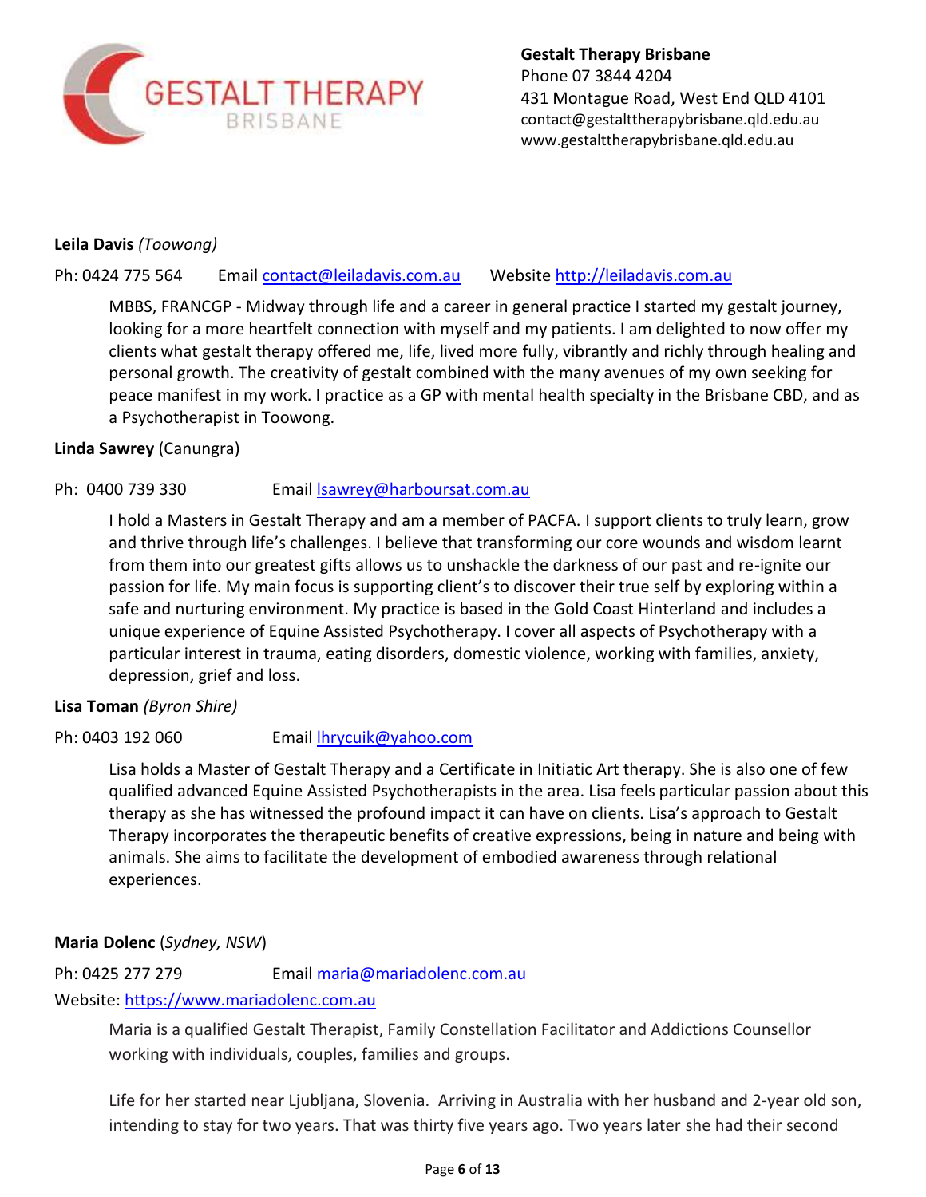**Gestalt Therapy Brisbane**
Phone 07 3844 4204
431 Montague Road, West End QLD 4101
contact@gestalttherapybrisbane.qld.edu.au
www.gestalttherapybrisbane.qld.edu.au

**Leila Davis** *(Toowong)*

Ph: 0424 775 564 Email contact@leiladavis.com.au Website http://leiladavis.com.au

MBBS, FRANCGP - Midway through life and a career in general practice I started my gestalt journey, looking for a more heartfelt connection with myself and my patients. I am delighted to now offer my clients what gestalt therapy offered me, life, lived more fully, vibrantly and richly through healing and personal growth. The creativity of gestalt combined with the many avenues of my own seeking for peace manifest in my work. I practice as a GP with mental health specialty in the Brisbane CBD, and as a Psychotherapist in Toowong.

**Linda Sawrey** (Canungra)

Ph: 0400 739 330 Email lsawrey@harboursat.com.au

I hold a Masters in Gestalt Therapy and am a member of PACFA. I support clients to truly learn, grow and thrive through life's challenges. I believe that transforming our core wounds and wisdom learnt from them into our greatest gifts allows us to unshackle the darkness of our past and re-ignite our passion for life. My main focus is supporting client's to discover their true self by exploring within a safe and nurturing environment. My practice is based in the Gold Coast Hinterland and includes a unique experience of Equine Assisted Psychotherapy. I cover all aspects of Psychotherapy with a particular interest in trauma, eating disorders, domestic violence, working with families, anxiety, depression, grief and loss.

**Lisa Toman** *(Byron Shire)*

Ph: 0403 192 060 Email lhrycuik@yahoo.com

Lisa holds a Master of Gestalt Therapy and a Certificate in Initiatic Art therapy. She is also one of few qualified advanced Equine Assisted Psychotherapists in the area. Lisa feels particular passion about this therapy as she has witnessed the profound impact it can have on clients. Lisa's approach to Gestalt Therapy incorporates the therapeutic benefits of creative expressions, being in nature and being with animals. She aims to facilitate the development of embodied awareness through relational experiences.

**Maria Dolenc** (*Sydney, NSW*)

Ph: 0425 277 279 Email maria@mariadolenc.com.au
Website: https://www.mariadolenc.com.au

Maria is a qualified Gestalt Therapist, Family Constellation Facilitator and Addictions Counsellor working with individuals, couples, families and groups.

Life for her started near Ljubljana, Slovenia. Arriving in Australia with her husband and 2-year old son, intending to stay for two years. That was thirty five years ago. Two years later she had their second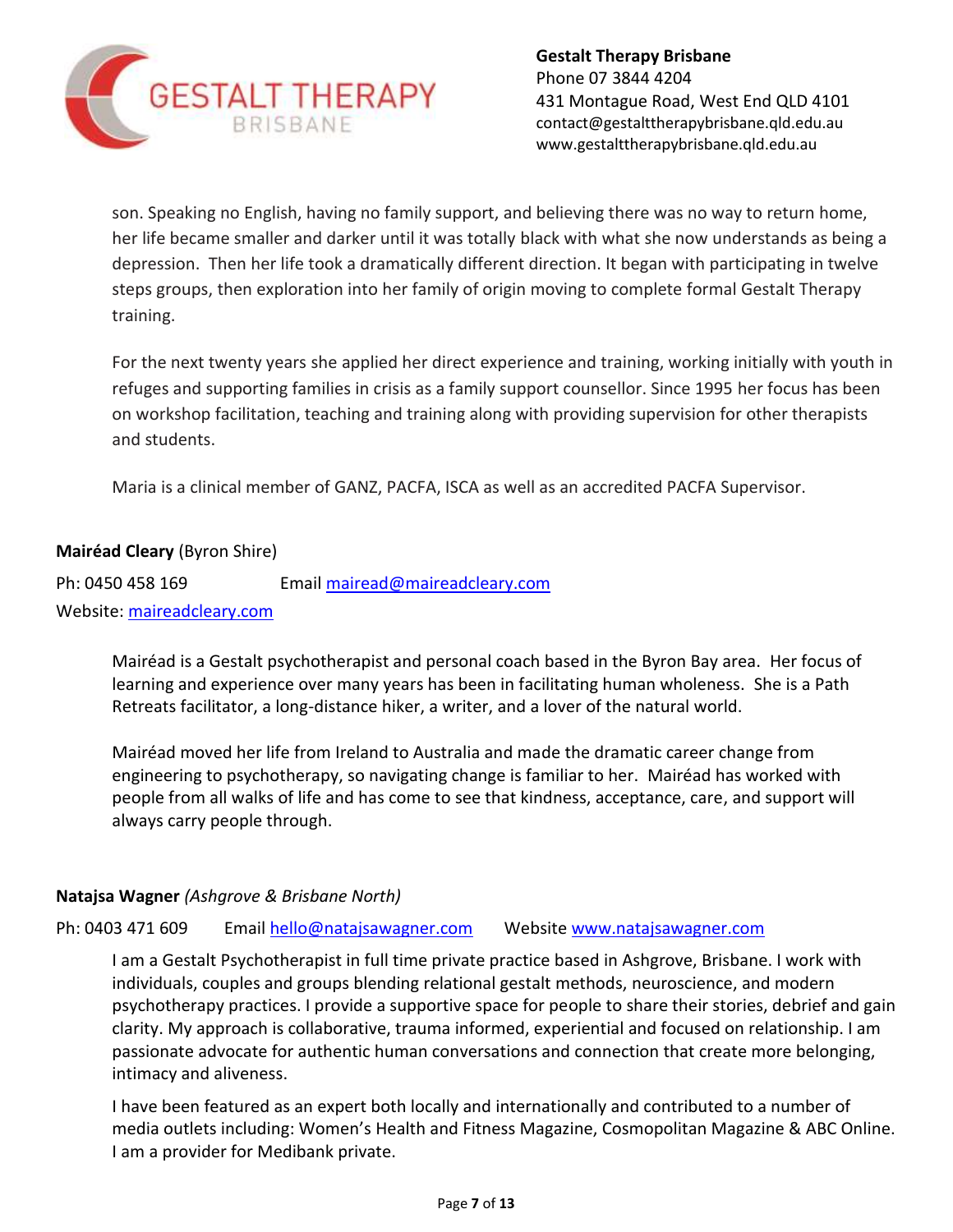son. Speaking no English, having no family support, and believing there was no way to return home, her life became smaller and darker until it was totally black with what she now understands as being a depression. Then her life took a dramatically different direction. It began with participating in twelve steps groups, then exploration into her family of origin moving to complete formal Gestalt Therapy training.

For the next twenty years she applied her direct experience and training, working initially with youth in refuges and supporting families in crisis as a family support counsellor. Since 1995 her focus has been on workshop facilitation, teaching and training along with providing supervision for other therapists and students.

Maria is a clinical member of GANZ, PACFA, ISCA as well as an accredited PACFA Supervisor.

**Mairéad Cleary** (Byron Shire)

Ph: 0450 458 169 Email mairead@maireadcleary.com
Website: maireadcleary.com

Mairéad is a Gestalt psychotherapist and personal coach based in the Byron Bay area. Her focus of learning and experience over many years has been in facilitating human wholeness. She is a Path Retreats facilitator, a long-distance hiker, a writer, and a lover of the natural world.

Mairéad moved her life from Ireland to Australia and made the dramatic career change from engineering to psychotherapy, so navigating change is familiar to her. Mairéad has worked with people from all walks of life and has come to see that kindness, acceptance, care, and support will always carry people through.

**Natajsa Wagner** *(Ashgrove & Brisbane North)*

Ph: 0403 471 609 Email hello@natajsawagner.com Website www.natajsawagner.com

I am a Gestalt Psychotherapist in full time private practice based in Ashgrove, Brisbane. I work with individuals, couples and groups blending relational gestalt methods, neuroscience, and modern psychotherapy practices. I provide a supportive space for people to share their stories, debrief and gain clarity. My approach is collaborative, trauma informed, experiential and focused on relationship. I am passionate advocate for authentic human conversations and connection that create more belonging, intimacy and aliveness.

I have been featured as an expert both locally and internationally and contributed to a number of media outlets including: Women's Health and Fitness Magazine, Cosmopolitan Magazine & ABC Online. I am a provider for Medibank private.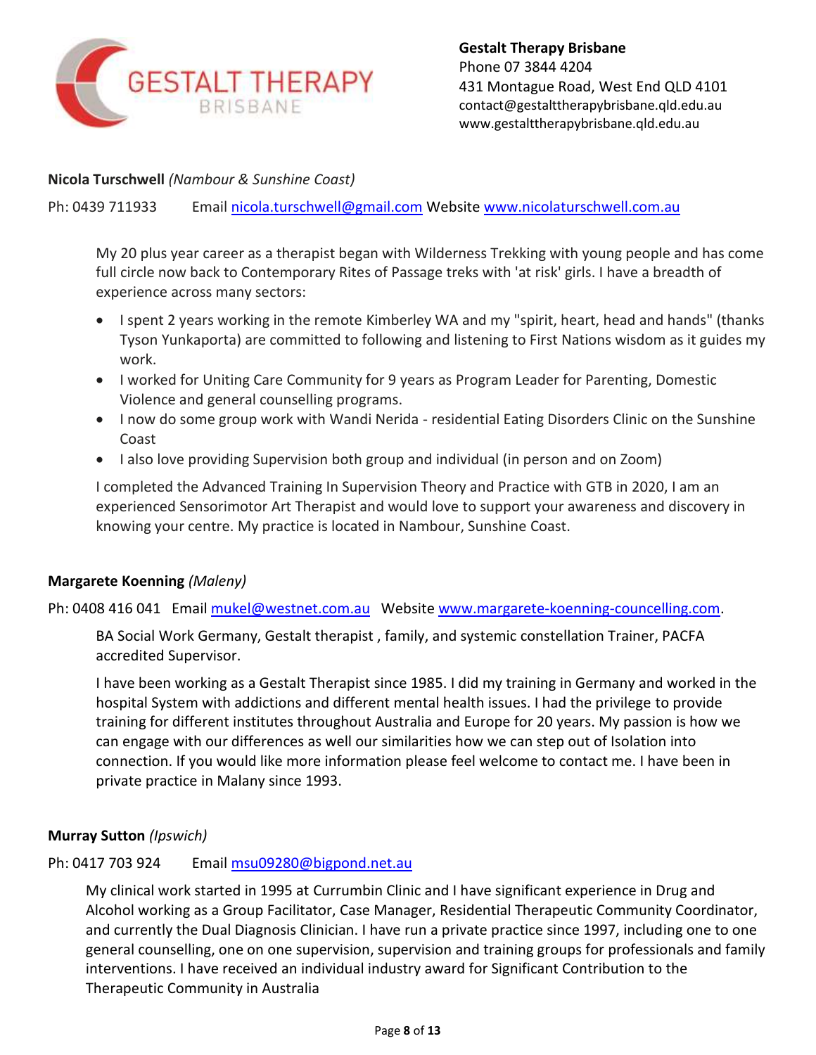**Nicola Turschwell** *(Nambour & Sunshine Coast)*

Ph: 0439 711933 Email nicola.turschwell@gmail.com Website www.nicolaturschwell.com.au

My 20 plus year career as a therapist began with Wilderness Trekking with young people and has come full circle now back to Contemporary Rites of Passage treks with 'at risk' girls. I have a breadth of experience across many sectors:

- I spent 2 years working in the remote Kimberley WA and my "spirit, heart, head and hands" (thanks Tyson Yunkaporta) are committed to following and listening to First Nations wisdom as it guides my work.
- I worked for Uniting Care Community for 9 years as Program Leader for Parenting, Domestic Violence and general counselling programs.
- I now do some group work with Wandi Nerida - residential Eating Disorders Clinic on the Sunshine Coast
- I also love providing Supervision both group and individual (in person and on Zoom)

I completed the Advanced Training In Supervision Theory and Practice with GTB in 2020, I am an experienced Sensorimotor Art Therapist and would love to support your awareness and discovery in knowing your centre. My practice is located in Nambour, Sunshine Coast.

**Margarete Koenning** *(Maleny)*

Ph: 0408 416 041 Email mukel@westnet.com.au Website www.margarete-koenning-councelling.com.

BA Social Work Germany, Gestalt therapist , family, and systemic constellation Trainer, PACFA accredited Supervisor.

I have been working as a Gestalt Therapist since 1985. I did my training in Germany and worked in the hospital System with addictions and different mental health issues. I had the privilege to provide training for different institutes throughout Australia and Europe for 20 years. My passion is how we can engage with our differences as well our similarities how we can step out of Isolation into connection. If you would like more information please feel welcome to contact me. I have been in private practice in Malany since 1993.

**Murray Sutton** *(Ipswich)*

Ph: 0417 703 924 Email msu09280@bigpond.net.au

My clinical work started in 1995 at Currumbin Clinic and I have significant experience in Drug and Alcohol working as a Group Facilitator, Case Manager, Residential Therapeutic Community Coordinator, and currently the Dual Diagnosis Clinician. I have run a private practice since 1997, including one to one general counselling, one on one supervision, supervision and training groups for professionals and family interventions. I have received an individual industry award for Significant Contribution to the Therapeutic Community in Australia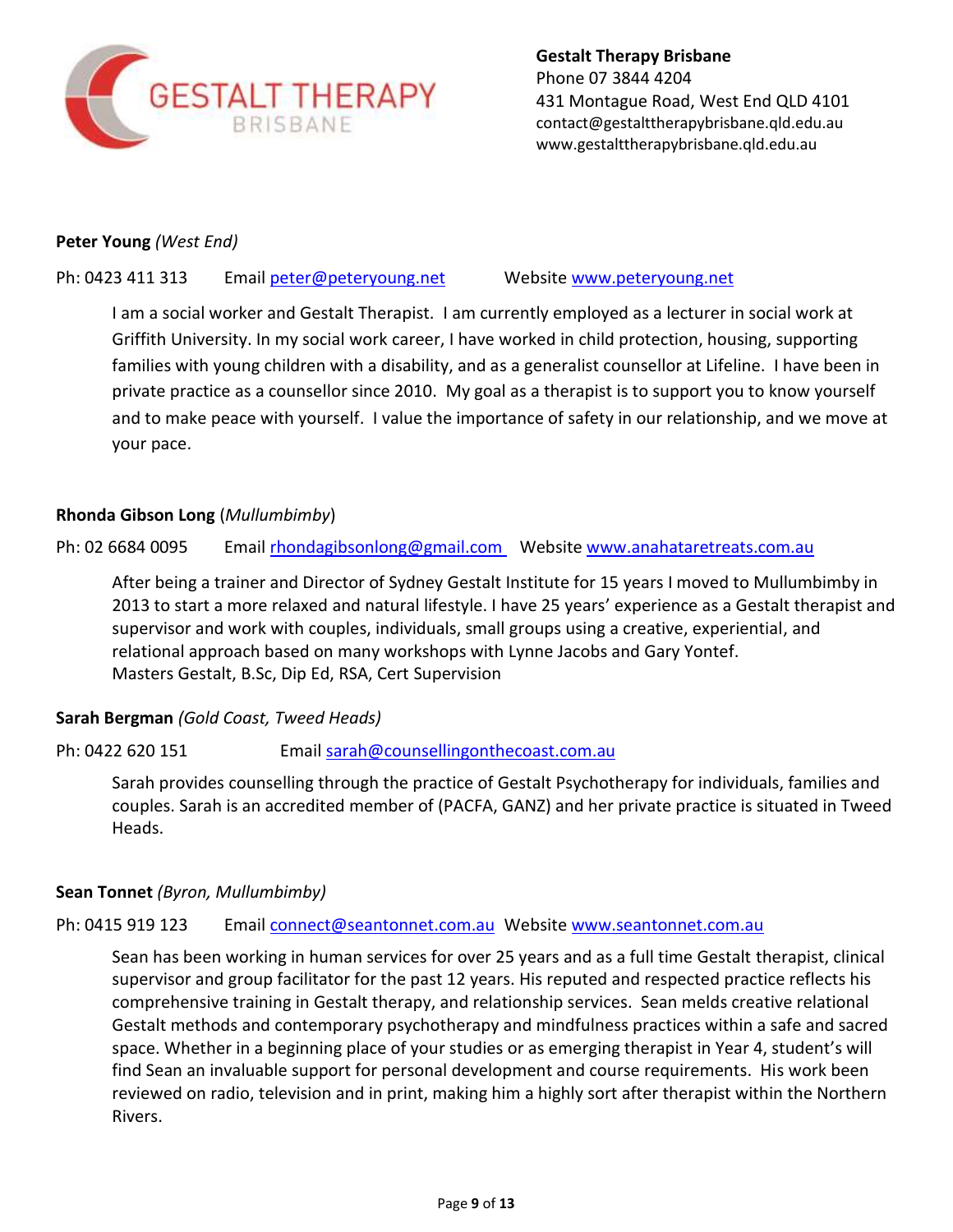**Gestalt Therapy Brisbane**
Phone 07 3844 4204
431 Montague Road, West End QLD 4101
contact@gestalttherapybrisbane.qld.edu.au
www.gestalttherapybrisbane.qld.edu.au

**Peter Young** *(West End)*

Ph: 0423 411 313 Email peter@peteryoung.net Website www.peteryoung.net

I am a social worker and Gestalt Therapist. I am currently employed as a lecturer in social work at Griffith University. In my social work career, I have worked in child protection, housing, supporting families with young children with a disability, and as a generalist counsellor at Lifeline. I have been in private practice as a counsellor since 2010. My goal as a therapist is to support you to know yourself and to make peace with yourself. I value the importance of safety in our relationship, and we move at your pace.

**Rhonda Gibson Long** (*Mullumbimby*)

Ph: 02 6684 0095 Email rhondagibsonlong@gmail.com Website www.anahataretreats.com.au

After being a trainer and Director of Sydney Gestalt Institute for 15 years I moved to Mullumbimby in 2013 to start a more relaxed and natural lifestyle. I have 25 years' experience as a Gestalt therapist and supervisor and work with couples, individuals, small groups using a creative, experiential, and relational approach based on many workshops with Lynne Jacobs and Gary Yontef.
Masters Gestalt, B.Sc, Dip Ed, RSA, Cert Supervision

**Sarah Bergman** *(Gold Coast, Tweed Heads)*

Ph: 0422 620 151 Email sarah@counsellingonthecoast.com.au

Sarah provides counselling through the practice of Gestalt Psychotherapy for individuals, families and couples. Sarah is an accredited member of (PACFA, GANZ) and her private practice is situated in Tweed Heads.

**Sean Tonnet** *(Byron, Mullumbimby)*

Ph: 0415 919 123 Email connect@seantonnet.com.au Website www.seantonnet.com.au

Sean has been working in human services for over 25 years and as a full time Gestalt therapist, clinical supervisor and group facilitator for the past 12 years. His reputed and respected practice reflects his comprehensive training in Gestalt therapy, and relationship services. Sean melds creative relational Gestalt methods and contemporary psychotherapy and mindfulness practices within a safe and sacred space. Whether in a beginning place of your studies or as emerging therapist in Year 4, student's will find Sean an invaluable support for personal development and course requirements. His work been reviewed on radio, television and in print, making him a highly sort after therapist within the Northern Rivers.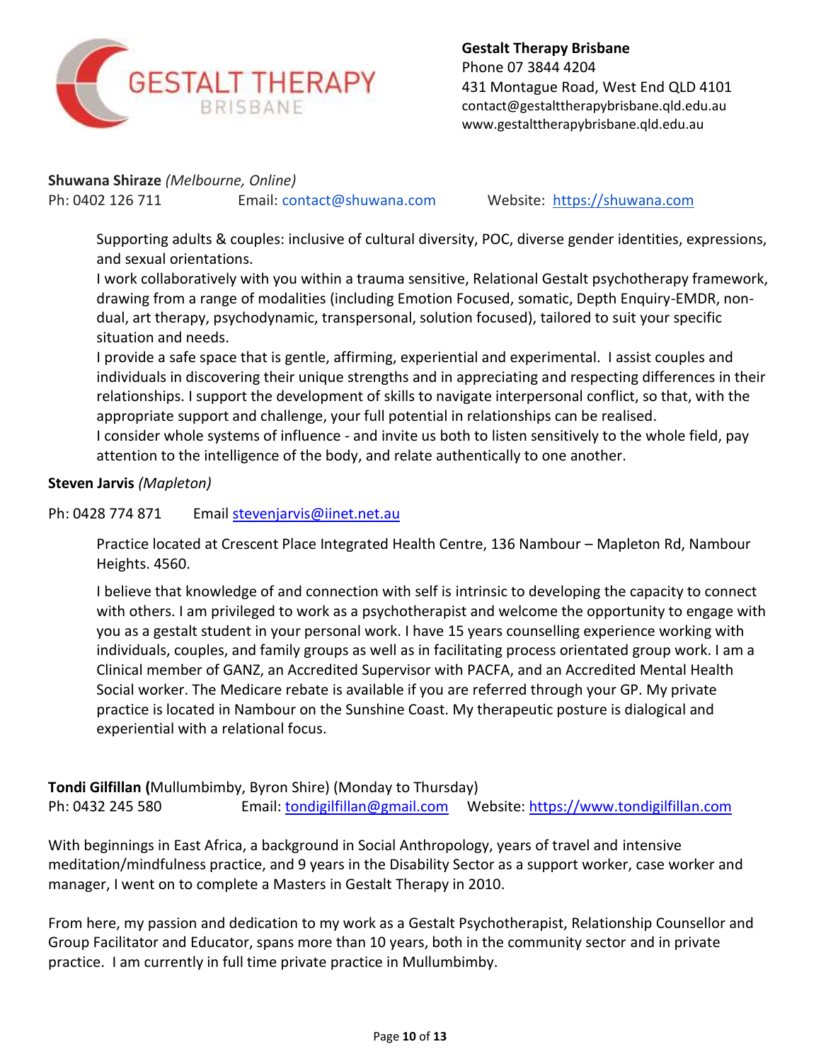**Gestalt Therapy Brisbane**
Phone 07 3844 4204
431 Montague Road, West End QLD 4101
contact@gestalttherapybrisbane.qld.edu.au
www.gestalttherapybrisbane.qld.edu.au

**Shuwana Shiraze** *(Melbourne, Online)*
Ph: 0402 126 711 Email: contact@shuwana.com Website: https://shuwana.com

Supporting adults & couples: inclusive of cultural diversity, POC, diverse gender identities, expressions, and sexual orientations.
I work collaboratively with you within a trauma sensitive, Relational Gestalt psychotherapy framework, drawing from a range of modalities (including Emotion Focused, somatic, Depth Enquiry-EMDR, non-dual, art therapy, psychodynamic, transpersonal, solution focused), tailored to suit your specific situation and needs.
I provide a safe space that is gentle, affirming, experiential and experimental. I assist couples and individuals in discovering their unique strengths and in appreciating and respecting differences in their relationships. I support the development of skills to navigate interpersonal conflict, so that, with the appropriate support and challenge, your full potential in relationships can be realised.
I consider whole systems of influence - and invite us both to listen sensitively to the whole field, pay attention to the intelligence of the body, and relate authentically to one another.

**Steven Jarvis** *(Mapleton)*

Ph: 0428 774 871 Email stevenjarvis@iinet.net.au

Practice located at Crescent Place Integrated Health Centre, 136 Nambour – Mapleton Rd, Nambour Heights. 4560.

I believe that knowledge of and connection with self is intrinsic to developing the capacity to connect with others. I am privileged to work as a psychotherapist and welcome the opportunity to engage with you as a gestalt student in your personal work. I have 15 years counselling experience working with individuals, couples, and family groups as well as in facilitating process orientated group work. I am a Clinical member of GANZ, an Accredited Supervisor with PACFA, and an Accredited Mental Health Social worker. The Medicare rebate is available if you are referred through your GP. My private practice is located in Nambour on the Sunshine Coast. My therapeutic posture is dialogical and experiential with a relational focus.

**Tondi Gilfillan (**Mullumbimby, Byron Shire) (Monday to Thursday)
Ph: 0432 245 580 Email: tondigilfillan@gmail.com Website: https://www.tondigilfillan.com

With beginnings in East Africa, a background in Social Anthropology, years of travel and intensive meditation/mindfulness practice, and 9 years in the Disability Sector as a support worker, case worker and manager, I went on to complete a Masters in Gestalt Therapy in 2010.

From here, my passion and dedication to my work as a Gestalt Psychotherapist, Relationship Counsellor and Group Facilitator and Educator, spans more than 10 years, both in the community sector and in private practice. I am currently in full time private practice in Mullumbimby.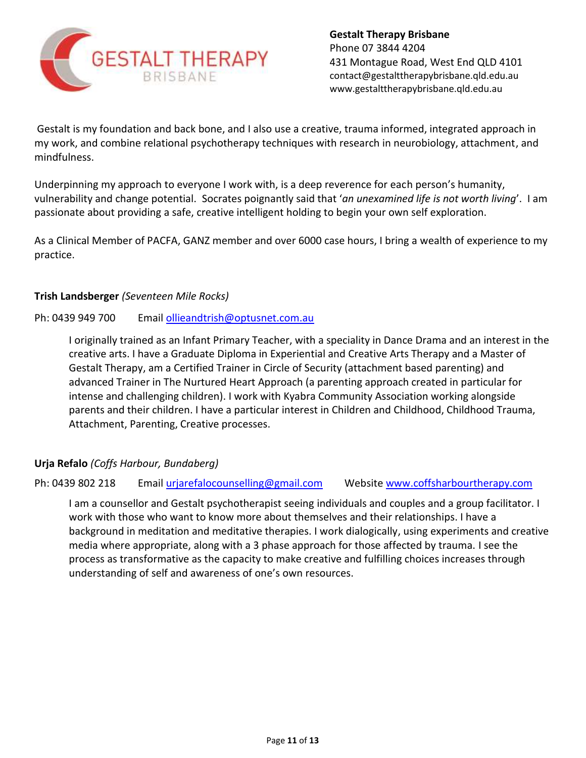**Gestalt Therapy Brisbane**
Phone 07 3844 4204
431 Montague Road, West End QLD 4101
contact@gestalttherapybrisbane.qld.edu.au
www.gestalttherapybrisbane.qld.edu.au

Gestalt is my foundation and back bone, and I also use a creative, trauma informed, integrated approach in my work, and combine relational psychotherapy techniques with research in neurobiology, attachment, and mindfulness.

Underpinning my approach to everyone I work with, is a deep reverence for each person's humanity, vulnerability and change potential. Socrates poignantly said that '*an unexamined life is not worth living*'. I am passionate about providing a safe, creative intelligent holding to begin your own self exploration.

As a Clinical Member of PACFA, GANZ member and over 6000 case hours, I bring a wealth of experience to my practice.

**Trish Landsberger** *(Seventeen Mile Rocks)*

Ph: 0439 949 700 Email [ollieandtrish@optusnet.com.au](mailto:ollieandtrish@optusnet.com.au)

I originally trained as an Infant Primary Teacher, with a speciality in Dance Drama and an interest in the creative arts. I have a Graduate Diploma in Experiential and Creative Arts Therapy and a Master of Gestalt Therapy, am a Certified Trainer in Circle of Security (attachment based parenting) and advanced Trainer in The Nurtured Heart Approach (a parenting approach created in particular for intense and challenging children). I work with Kyabra Community Association working alongside parents and their children. I have a particular interest in Children and Childhood, Childhood Trauma, Attachment, Parenting, Creative processes.

**Urja Refalo** *(Coffs Harbour, Bundaberg)*

Ph: 0439 802 218 Email [urjarefalocounselling@gmail.com](mailto:urjarefalocounselling@gmail.com) Website [www.coffsharbourtherapy.com](http://www.coffsharbourtherapy.com)

I am a counsellor and Gestalt psychotherapist seeing individuals and couples and a group facilitator. I work with those who want to know more about themselves and their relationships. I have a background in meditation and meditative therapies. I work dialogically, using experiments and creative media where appropriate, along with a 3 phase approach for those affected by trauma. I see the process as transformative as the capacity to make creative and fulfilling choices increases through understanding of self and awareness of one's own resources.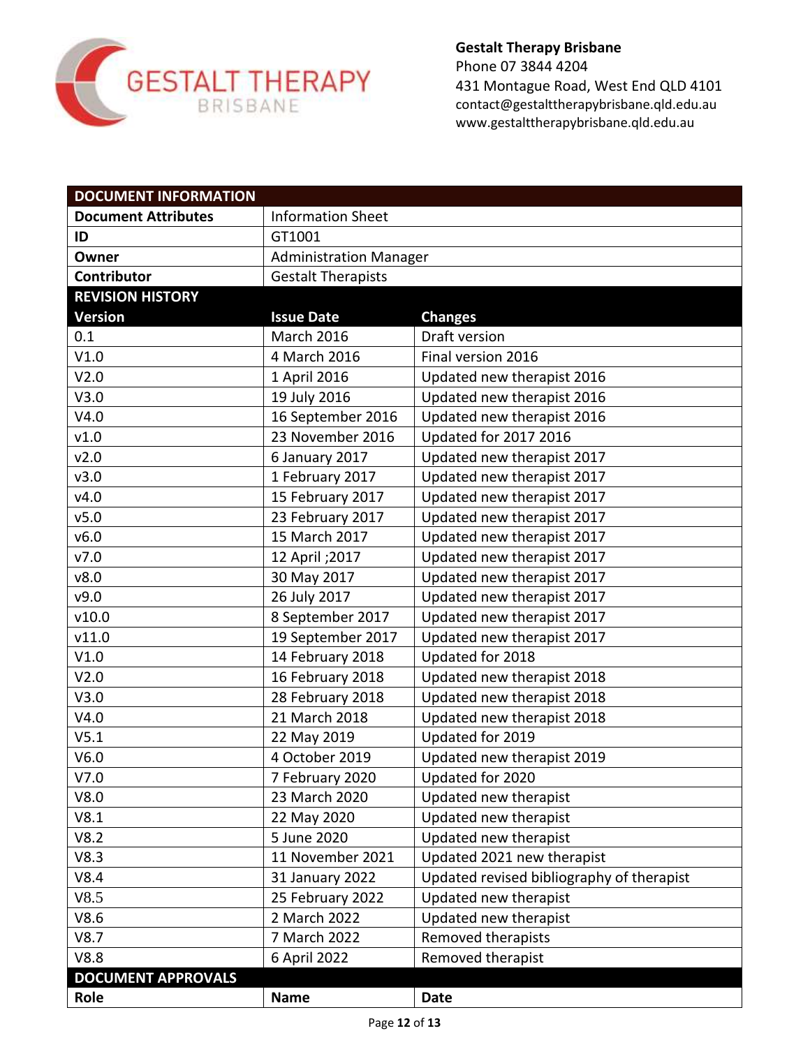**Gestalt Therapy Brisbane**
Phone 07 3844 4204
431 Montague Road, West End QLD 4101
contact@gestalttherapybrisbane.qld.edu.au
www.gestalttherapybrisbane.qld.edu.au

| **DOCUMENT INFORMATION** | | |
|---|---|---|
| **Document Attributes** | Information Sheet | |
| **ID** | GT1001 | |
| **Owner** | Administration Manager | |
| **Contributor** | Gestalt Therapists | |
| **REVISION HISTORY** | | |
| **Version** | **Issue Date** | **Changes** |
| 0.1 | March 2016 | Draft version |
| V1.0 | 4 March 2016 | Final version 2016 |
| V2.0 | 1 April 2016 | Updated new therapist 2016 |
| V3.0 | 19 July 2016 | Updated new therapist 2016 |
| V4.0 | 16 September 2016 | Updated new therapist 2016 |
| v1.0 | 23 November 2016 | Updated for 2017 2016 |
| v2.0 | 6 January 2017 | Updated new therapist 2017 |
| v3.0 | 1 February 2017 | Updated new therapist 2017 |
| v4.0 | 15 February 2017 | Updated new therapist 2017 |
| v5.0 | 23 February 2017 | Updated new therapist 2017 |
| v6.0 | 15 March 2017 | Updated new therapist 2017 |
| v7.0 | 12 April ;2017 | Updated new therapist 2017 |
| v8.0 | 30 May 2017 | Updated new therapist 2017 |
| v9.0 | 26 July 2017 | Updated new therapist 2017 |
| v10.0 | 8 September 2017 | Updated new therapist 2017 |
| v11.0 | 19 September 2017 | Updated new therapist 2017 |
| V1.0 | 14 February 2018 | Updated for 2018 |
| V2.0 | 16 February 2018 | Updated new therapist 2018 |
| V3.0 | 28 February 2018 | Updated new therapist 2018 |
| V4.0 | 21 March 2018 | Updated new therapist 2018 |
| V5.1 | 22 May 2019 | Updated for 2019 |
| V6.0 | 4 October 2019 | Updated new therapist 2019 |
| V7.0 | 7 February 2020 | Updated for 2020 |
| V8.0 | 23 March 2020 | Updated new therapist |
| V8.1 | 22 May 2020 | Updated new therapist |
| V8.2 | 5 June 2020 | Updated new therapist |
| V8.3 | 11 November 2021 | Updated 2021 new therapist |
| V8.4 | 31 January 2022 | Updated revised bibliography of therapist |
| V8.5 | 25 February 2022 | Updated new therapist |
| V8.6 | 2 March 2022 | Updated new therapist |
| V8.7 | 7 March 2022 | Removed therapists |
| V8.8 | 6 April 2022 | Removed therapist |
| **DOCUMENT APPROVALS** | | |
| **Role** | **Name** | **Date** |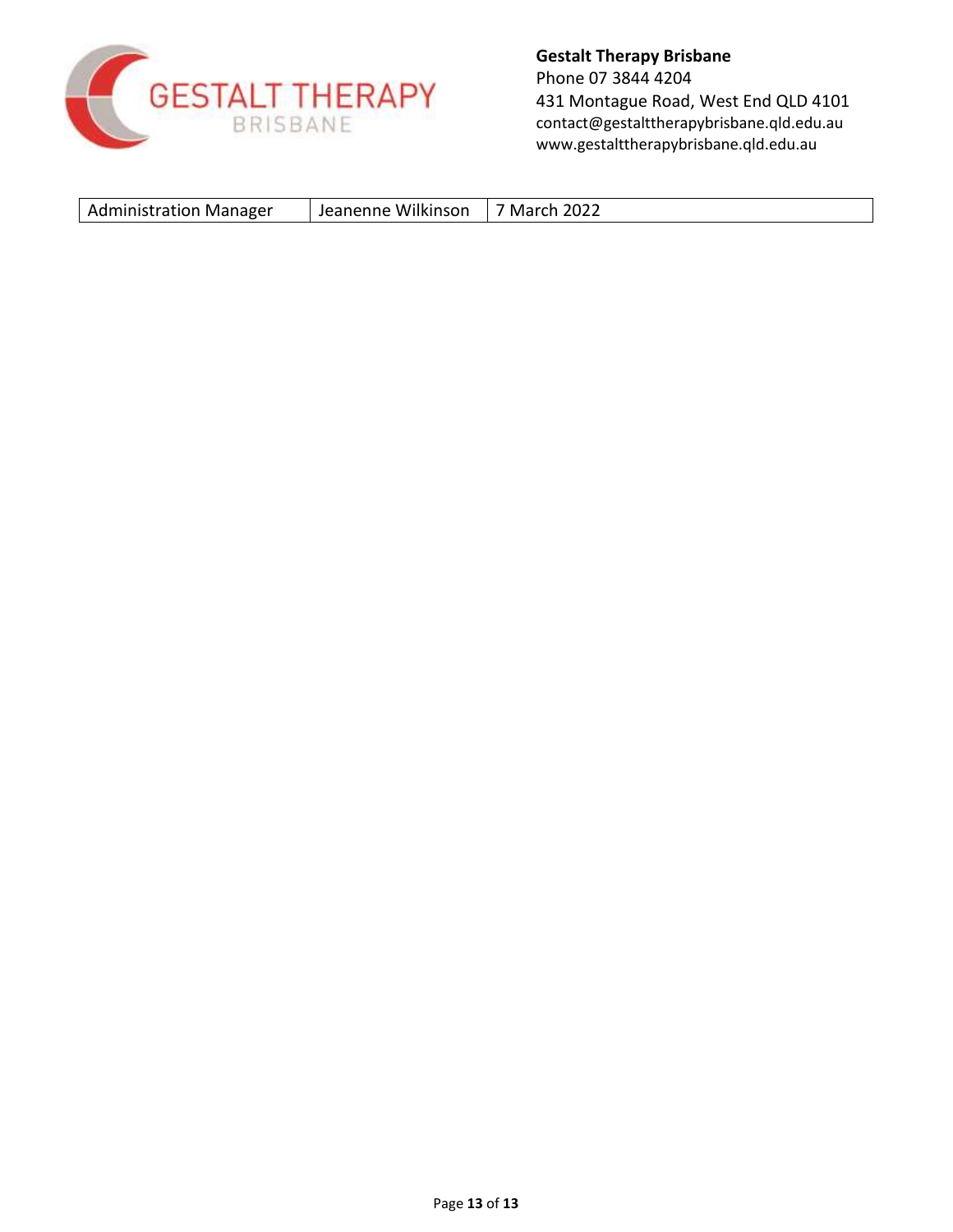**Gestalt Therapy Brisbane**
Phone 07 3844 4204
431 Montague Road, West End QLD 4101
contact@gestalttherapybrisbane.qld.edu.au
www.gestalttherapybrisbane.qld.edu.au

| | | |
|---|---|---|
| Administration Manager | Jeanenne Wilkinson | 7 March 2022 |